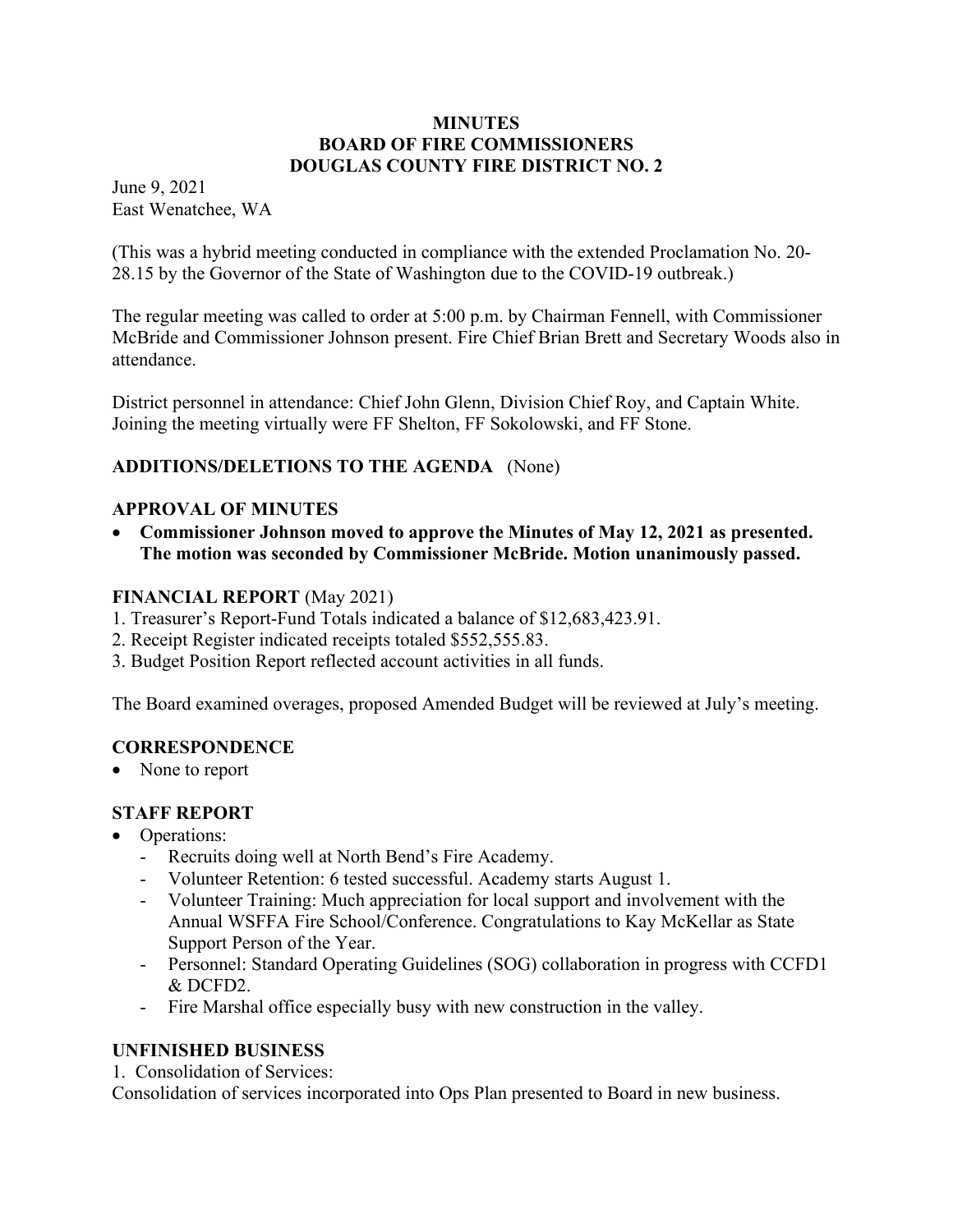# MINUTES
# BOARD OF FIRE COMMISSIONERS
# DOUGLAS COUNTY FIRE DISTRICT NO. 2

June 9, 2021
East Wenatchee, WA

(This was a hybrid meeting conducted in compliance with the extended Proclamation No. 20-28.15 by the Governor of the State of Washington due to the COVID-19 outbreak.)

The regular meeting was called to order at 5:00 p.m. by Chairman Fennell, with Commissioner McBride and Commissioner Johnson present. Fire Chief Brian Brett and Secretary Woods also in attendance.

District personnel in attendance: Chief John Glenn, Division Chief Roy, and Captain White. Joining the meeting virtually were FF Shelton, FF Sokolowski, and FF Stone.

## ADDITIONS/DELETIONS TO THE AGENDA (None)

## APPROVAL OF MINUTES

- **Commissioner Johnson moved to approve the Minutes of May 12, 2021 as presented. The motion was seconded by Commissioner McBride. Motion unanimously passed.**

## FINANCIAL REPORT (May 2021)

1. Treasurer's Report-Fund Totals indicated a balance of $12,683,423.91.
2. Receipt Register indicated receipts totaled $552,555.83.
3. Budget Position Report reflected account activities in all funds.

The Board examined overages, proposed Amended Budget will be reviewed at July's meeting.

## CORRESPONDENCE

- None to report

## STAFF REPORT

- Operations:
  - Recruits doing well at North Bend's Fire Academy.
  - Volunteer Retention: 6 tested successful. Academy starts August 1.
  - Volunteer Training: Much appreciation for local support and involvement with the Annual WSFFA Fire School/Conference. Congratulations to Kay McKellar as State Support Person of the Year.
  - Personnel: Standard Operating Guidelines (SOG) collaboration in progress with CCFD1 & DCFD2.
  - Fire Marshal office especially busy with new construction in the valley.

## UNFINISHED BUSINESS

1. Consolidation of Services:

Consolidation of services incorporated into Ops Plan presented to Board in new business.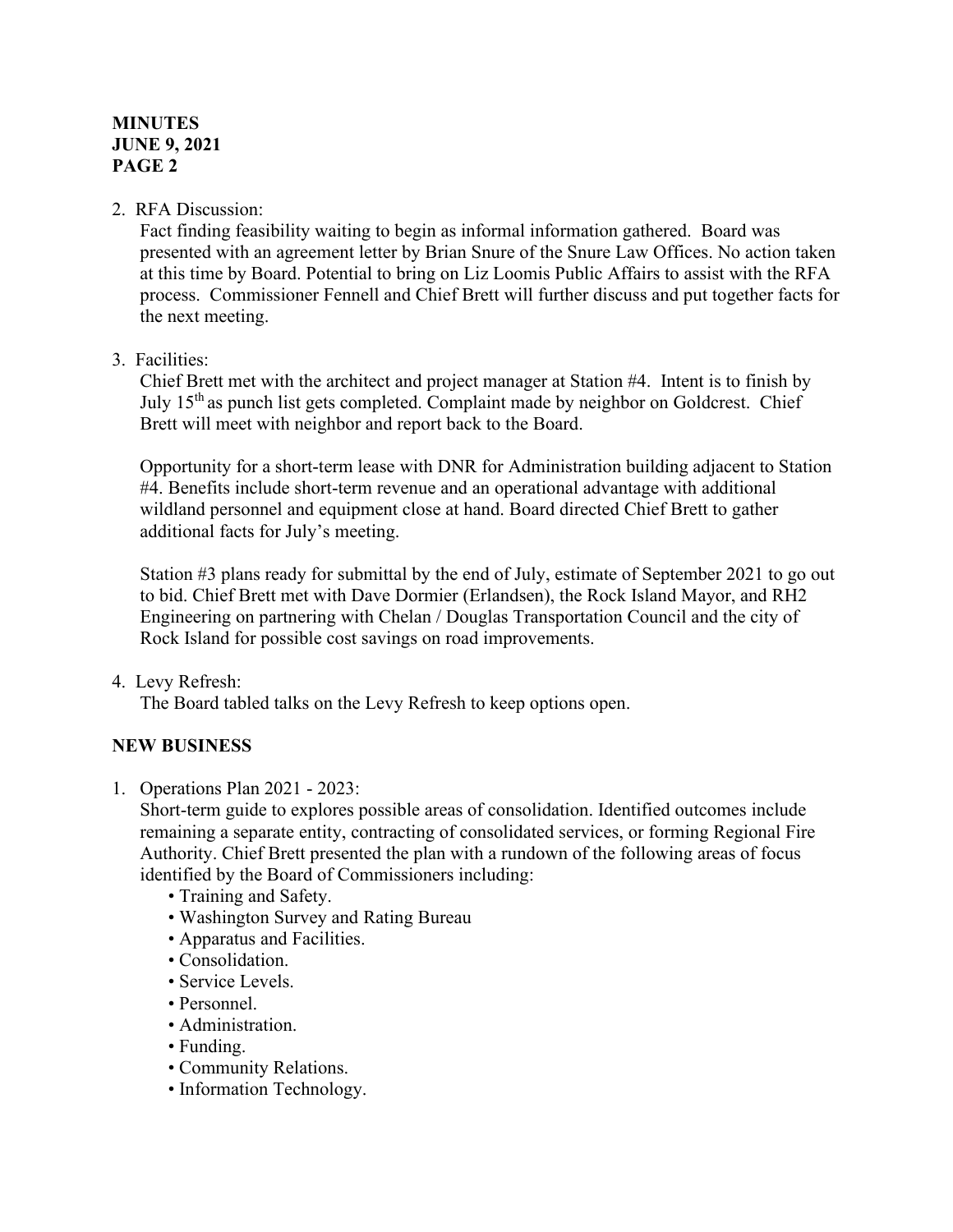2. RFA Discussion:

   Fact finding feasibility waiting to begin as informal information gathered. Board was presented with an agreement letter by Brian Snure of the Snure Law Offices. No action taken at this time by Board. Potential to bring on Liz Loomis Public Affairs to assist with the RFA process. Commissioner Fennell and Chief Brett will further discuss and put together facts for the next meeting.

3. Facilities:

   Chief Brett met with the architect and project manager at Station #4. Intent is to finish by July 15th as punch list gets completed. Complaint made by neighbor on Goldcrest. Chief Brett will meet with neighbor and report back to the Board.

   Opportunity for a short-term lease with DNR for Administration building adjacent to Station #4. Benefits include short-term revenue and an operational advantage with additional wildland personnel and equipment close at hand. Board directed Chief Brett to gather additional facts for July's meeting.

   Station #3 plans ready for submittal by the end of July, estimate of September 2021 to go out to bid. Chief Brett met with Dave Dormier (Erlandsen), the Rock Island Mayor, and RH2 Engineering on partnering with Chelan / Douglas Transportation Council and the city of Rock Island for possible cost savings on road improvements.

4. Levy Refresh:

   The Board tabled talks on the Levy Refresh to keep options open.

## NEW BUSINESS

1. Operations Plan 2021 - 2023:

   Short-term guide to explores possible areas of consolidation. Identified outcomes include remaining a separate entity, contracting of consolidated services, or forming Regional Fire Authority. Chief Brett presented the plan with a rundown of the following areas of focus identified by the Board of Commissioners including:

   - Training and Safety.
   - Washington Survey and Rating Bureau
   - Apparatus and Facilities.
   - Consolidation.
   - Service Levels.
   - Personnel.
   - Administration.
   - Funding.
   - Community Relations.
   - Information Technology.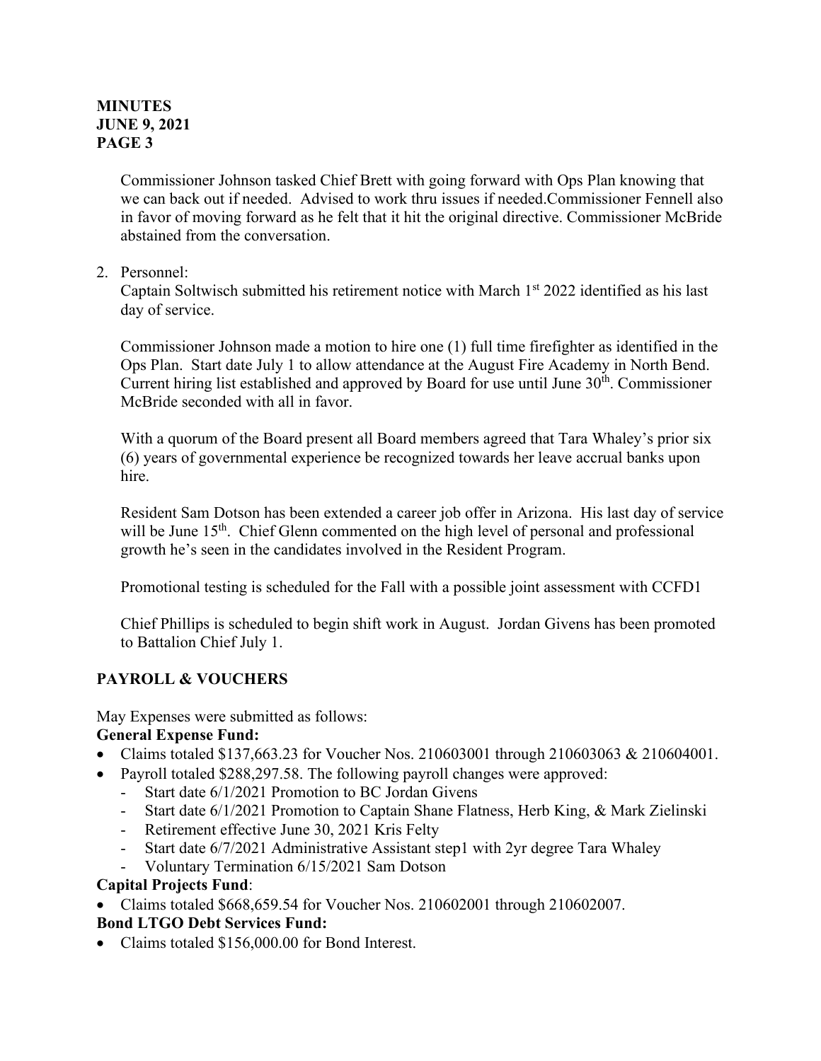Commissioner Johnson tasked Chief Brett with going forward with Ops Plan knowing that we can back out if needed. Advised to work thru issues if needed.Commissioner Fennell also in favor of moving forward as he felt that it hit the original directive. Commissioner McBride abstained from the conversation.

2. Personnel:
   Captain Soltwisch submitted his retirement notice with March 1st 2022 identified as his last day of service.

   Commissioner Johnson made a motion to hire one (1) full time firefighter as identified in the Ops Plan. Start date July 1 to allow attendance at the August Fire Academy in North Bend. Current hiring list established and approved by Board for use until June 30th. Commissioner McBride seconded with all in favor.

   With a quorum of the Board present all Board members agreed that Tara Whaley's prior six (6) years of governmental experience be recognized towards her leave accrual banks upon hire.

   Resident Sam Dotson has been extended a career job offer in Arizona. His last day of service will be June 15th. Chief Glenn commented on the high level of personal and professional growth he's seen in the candidates involved in the Resident Program.

   Promotional testing is scheduled for the Fall with a possible joint assessment with CCFD1

   Chief Phillips is scheduled to begin shift work in August. Jordan Givens has been promoted to Battalion Chief July 1.

## PAYROLL & VOUCHERS

May Expenses were submitted as follows:

**General Expense Fund:**

- Claims totaled $137,663.23 for Voucher Nos. 210603001 through 210603063 & 210604001.
- Payroll totaled $288,297.58. The following payroll changes were approved:
  - Start date 6/1/2021 Promotion to BC Jordan Givens
  - Start date 6/1/2021 Promotion to Captain Shane Flatness, Herb King, & Mark Zielinski
  - Retirement effective June 30, 2021 Kris Felty
  - Start date 6/7/2021 Administrative Assistant step1 with 2yr degree Tara Whaley
  - Voluntary Termination 6/15/2021 Sam Dotson

**Capital Projects Fund**:

- Claims totaled $668,659.54 for Voucher Nos. 210602001 through 210602007.

**Bond LTGO Debt Services Fund:**

- Claims totaled $156,000.00 for Bond Interest.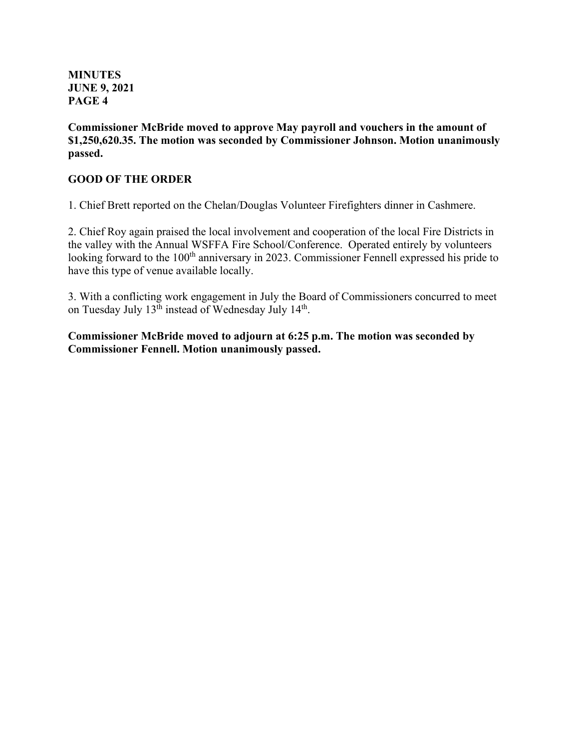**Commissioner McBride moved to approve May payroll and vouchers in the amount of $1,250,620.35. The motion was seconded by Commissioner Johnson. Motion unanimously passed.**

## GOOD OF THE ORDER

1. Chief Brett reported on the Chelan/Douglas Volunteer Firefighters dinner in Cashmere.

2. Chief Roy again praised the local involvement and cooperation of the local Fire Districts in the valley with the Annual WSFFA Fire School/Conference. Operated entirely by volunteers looking forward to the 100th anniversary in 2023. Commissioner Fennell expressed his pride to have this type of venue available locally.

3. With a conflicting work engagement in July the Board of Commissioners concurred to meet on Tuesday July 13th instead of Wednesday July 14th.

**Commissioner McBride moved to adjourn at 6:25 p.m. The motion was seconded by Commissioner Fennell. Motion unanimously passed.**